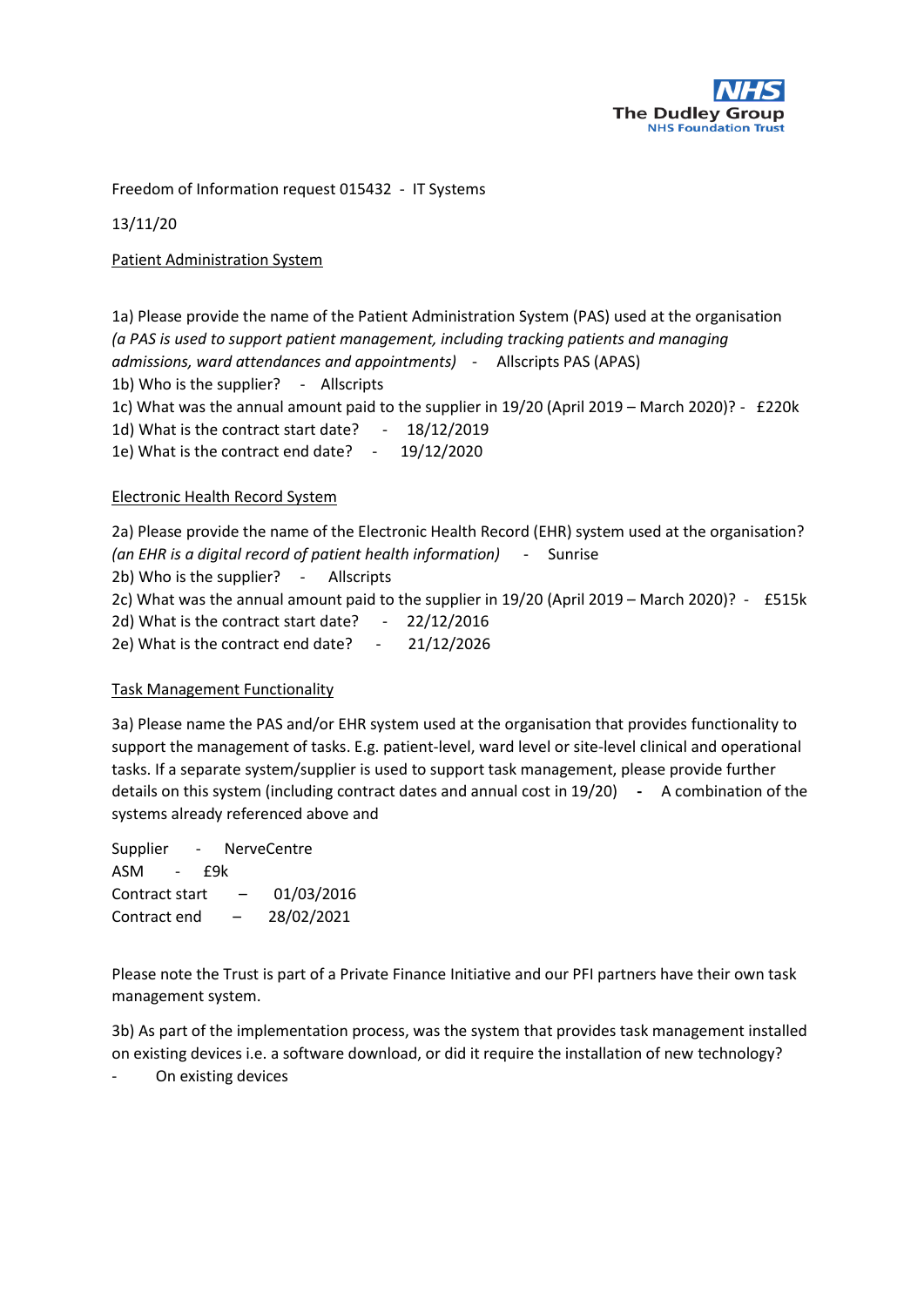Freedom of Information request 015432 - IT Systems

13/11/20

<u>Patient Administration System</u>

1a) Please provide the name of the Patient Administration System (PAS) used at the organisation *(a PAS is used to support patient management, including tracking patients and managing admissions, ward attendances and appointments)* - Allscripts PAS (APAS)
1b) Who is the supplier? - Allscripts
1c) What was the annual amount paid to the supplier in 19/20 (April 2019 – March 2020)? - £220k
1d) What is the contract start date? - 18/12/2019
1e) What is the contract end date? - 19/12/2020

<u>Electronic Health Record System</u>

2a) Please provide the name of the Electronic Health Record (EHR) system used at the organisation? *(an EHR is a digital record of patient health information)* - Sunrise
2b) Who is the supplier? - Allscripts
2c) What was the annual amount paid to the supplier in 19/20 (April 2019 – March 2020)? - £515k
2d) What is the contract start date? - 22/12/2016
2e) What is the contract end date? - 21/12/2026

<u>Task Management Functionality</u>

3a) Please name the PAS and/or EHR system used at the organisation that provides functionality to support the management of tasks. E.g. patient-level, ward level or site-level clinical and operational tasks. If a separate system/supplier is used to support task management, please provide further details on this system (including contract dates and annual cost in 19/20) **-** A combination of the systems already referenced above and

Supplier - NerveCentre
ASM - £9k
Contract start – 01/03/2016
Contract end – 28/02/2021

Please note the Trust is part of a Private Finance Initiative and our PFI partners have their own task management system.

3b) As part of the implementation process, was the system that provides task management installed on existing devices i.e. a software download, or did it require the installation of new technology?

- On existing devices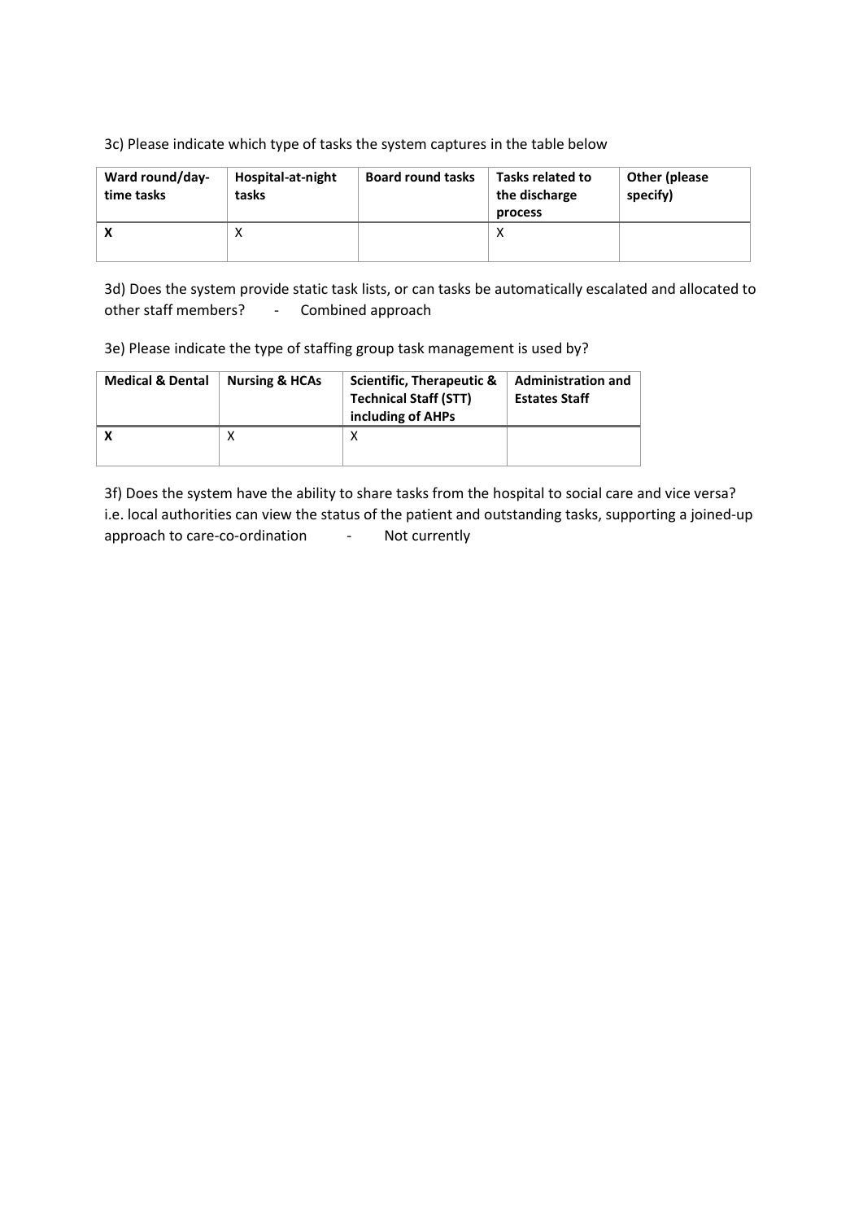3c) Please indicate which type of tasks the system captures in the table below

| Ward round/day-time tasks | Hospital-at-night tasks | Board round tasks | Tasks related to the discharge process | Other (please specify) |
|---|---|---|---|---|
| **X** | X | | X | |

3d) Does the system provide static task lists, or can tasks be automatically escalated and allocated to other staff members? - Combined approach

3e) Please indicate the type of staffing group task management is used by?

| Medical & Dental | Nursing & HCAs | Scientific, Therapeutic & Technical Staff (STT) including of AHPs | Administration and Estates Staff |
|---|---|---|---|
| **X** | X | X | |

3f) Does the system have the ability to share tasks from the hospital to social care and vice versa? i.e. local authorities can view the status of the patient and outstanding tasks, supporting a joined-up approach to care-co-ordination - Not currently